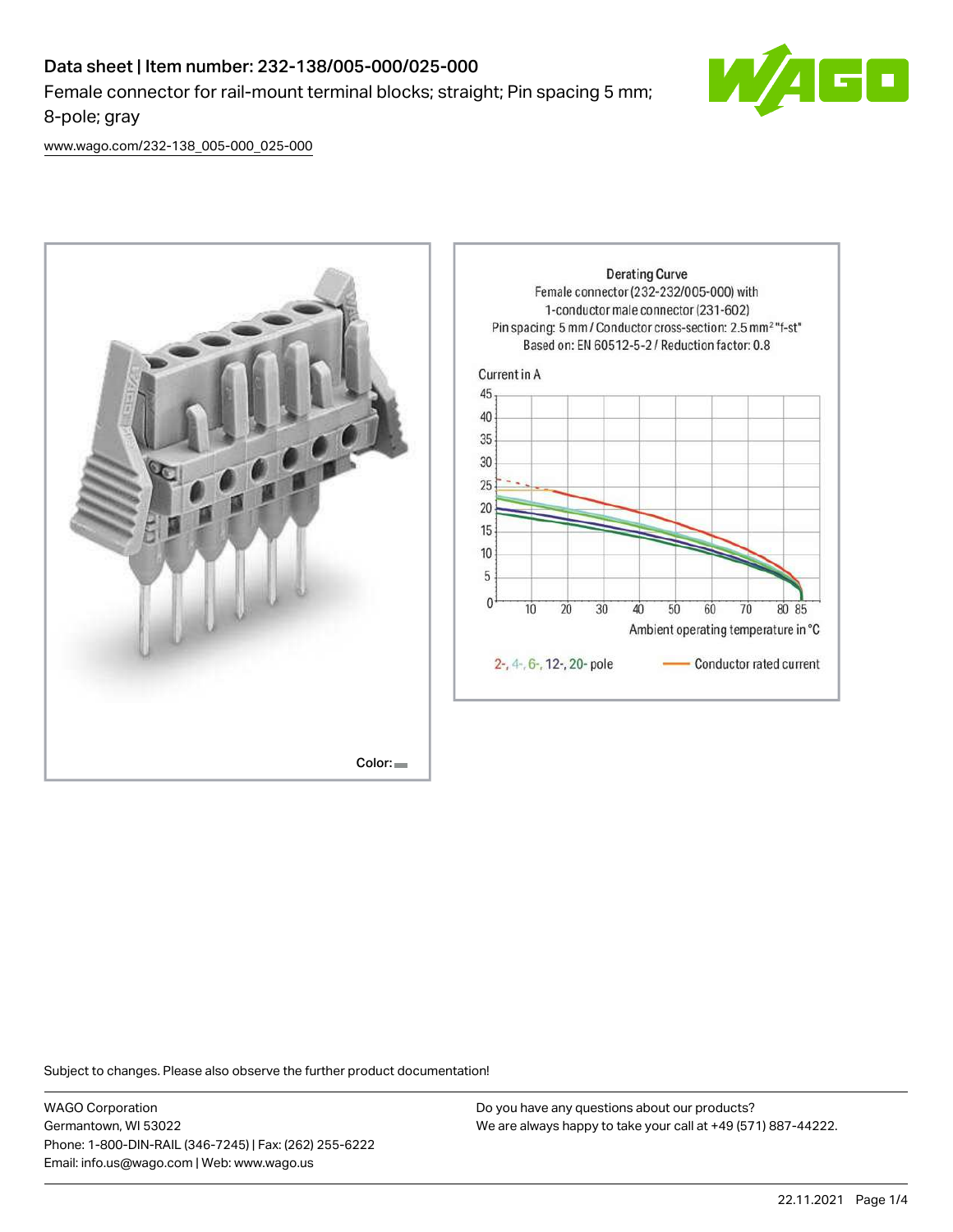# Data sheet | Item number: 232-138/005-000/025-000

Female connector for rail-mount terminal blocks; straight; Pin spacing 5 mm; 8-pole; gray

www.wago.com/232-138_005-000_025-000

Color:

Derating Curve
Female connector (232-232/005-000) with 1-conductor male connector (231-602)
Pin spacing: 5 mm / Conductor cross-section: 2.5 mm² "f-st"
Based on: EN 60512-5-2 / Reduction factor: 0.8

Current in A

Ambient operating temperature in °C

2-, 4-, 6-, 12-, 20- pole — Conductor rated current

Subject to changes. Please also observe the further product documentation!

WAGO Corporation
Germantown, WI 53022
Phone: 1-800-DIN-RAIL (346-7245) | Fax: (262) 255-6222
Email: info.us@wago.com | Web: www.wago.us

Do you have any questions about our products?
We are always happy to take your call at +49 (571) 887-44222.

22.11.2021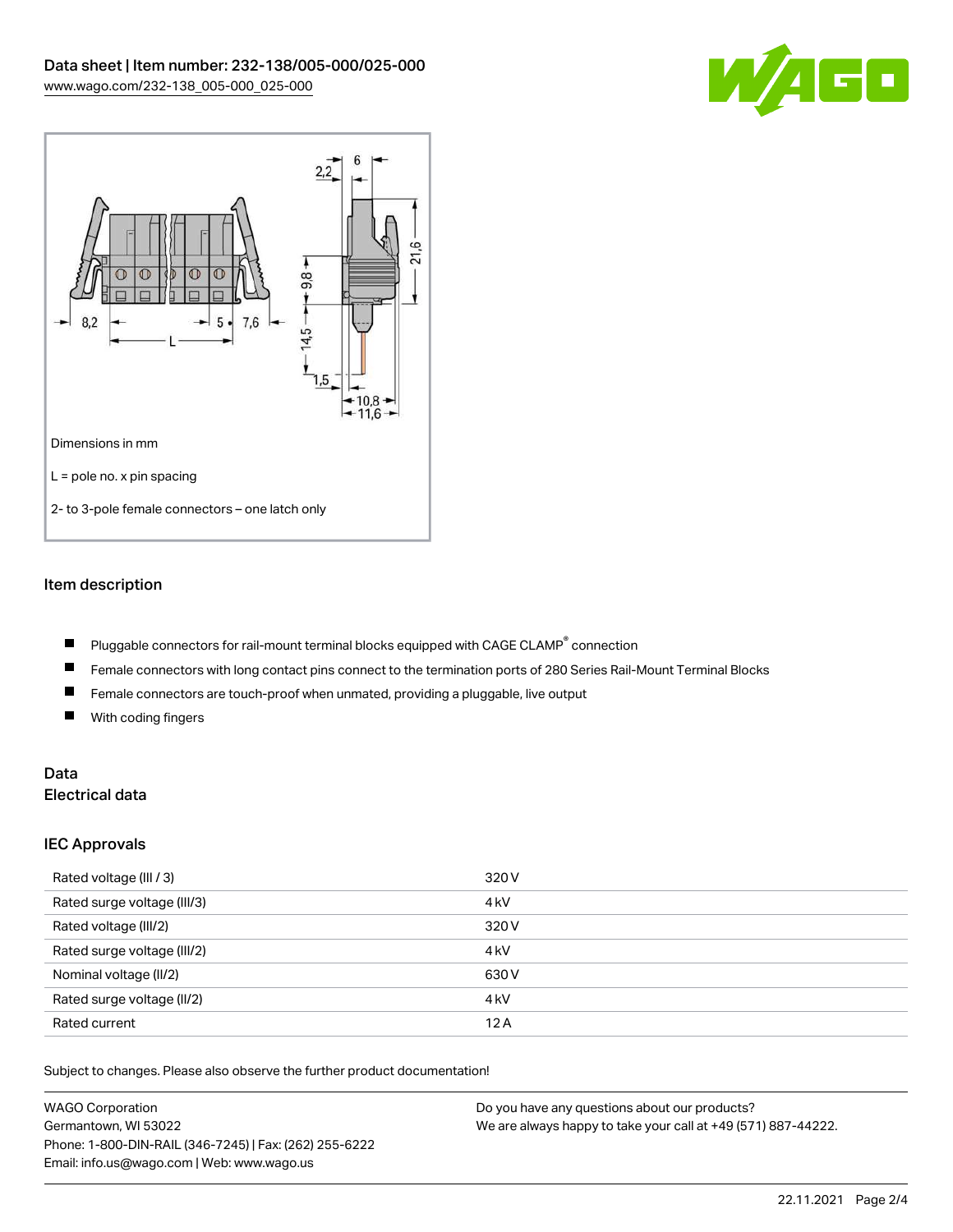Dimensions in mm

L = pole no. x pin spacing

2- to 3-pole female connectors – one latch only

## Item description

- Pluggable connectors for rail-mount terminal blocks equipped with CAGE CLAMP® connection
- Female connectors with long contact pins connect to the termination ports of 280 Series Rail-Mount Terminal Blocks
- Female connectors are touch-proof when unmated, providing a pluggable, live output
- With coding fingers

## Data
### Electrical data

### IEC Approvals

| | |
|---|---|
| Rated voltage (III / 3) | 320 V |
| Rated surge voltage (III/3) | 4 kV |
| Rated voltage (III/2) | 320 V |
| Rated surge voltage (III/2) | 4 kV |
| Nominal voltage (II/2) | 630 V |
| Rated surge voltage (II/2) | 4 kV |
| Rated current | 12 A |

Subject to changes. Please also observe the further product documentation!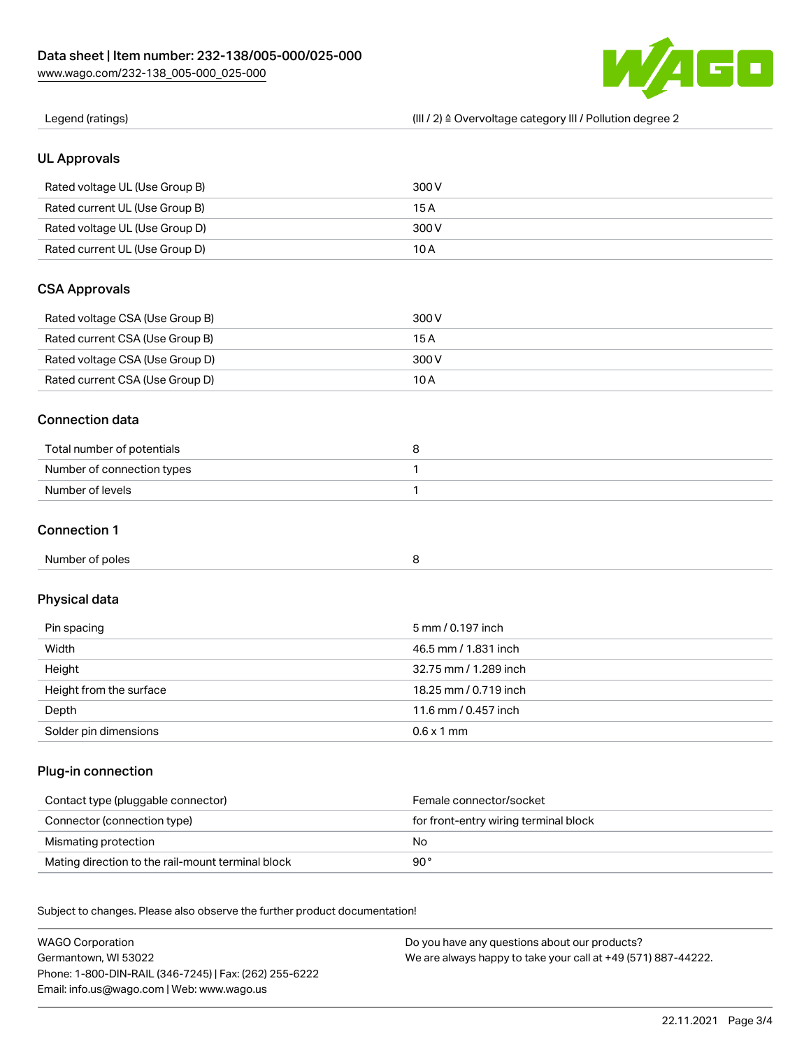| Legend (ratings) | (III / 2) ≙ Overvoltage category III / Pollution degree 2 |
| --- | --- |

## UL Approvals

| Rated voltage UL (Use Group B) | 300 V |
| --- | --- |
| Rated current UL (Use Group B) | 15 A |
| Rated voltage UL (Use Group D) | 300 V |
| Rated current UL (Use Group D) | 10 A |

## CSA Approvals

| Rated voltage CSA (Use Group B) | 300 V |
| --- | --- |
| Rated current CSA (Use Group B) | 15 A |
| Rated voltage CSA (Use Group D) | 300 V |
| Rated current CSA (Use Group D) | 10 A |

## Connection data

| Total number of potentials | 8 |
| --- | --- |
| Number of connection types | 1 |
| Number of levels | 1 |

## Connection 1

| Number of poles | 8 |
| --- | --- |

## Physical data

| Pin spacing | 5 mm / 0.197 inch |
| --- | --- |
| Width | 46.5 mm / 1.831 inch |
| Height | 32.75 mm / 1.289 inch |
| Height from the surface | 18.25 mm / 0.719 inch |
| Depth | 11.6 mm / 0.457 inch |
| Solder pin dimensions | 0.6 x 1 mm |

## Plug-in connection

| Contact type (pluggable connector) | Female connector/socket |
| --- | --- |
| Connector (connection type) | for front-entry wiring terminal block |
| Mismating protection | No |
| Mating direction to the rail-mount terminal block | 90 ° |

Subject to changes. Please also observe the further product documentation!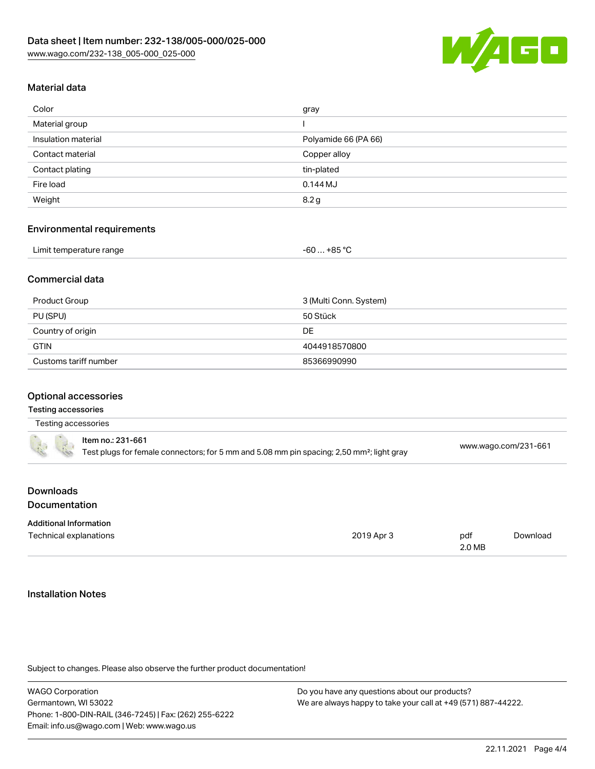## Material data

| | |
|---|---|
| Color | gray |
| Material group | I |
| Insulation material | Polyamide 66 (PA 66) |
| Contact material | Copper alloy |
| Contact plating | tin-plated |
| Fire load | 0.144 MJ |
| Weight | 8.2 g |

## Environmental requirements

| | |
|---|---|
| Limit temperature range | -60 … +85 °C |

## Commercial data

| | |
|---|---|
| Product Group | 3 (Multi Conn. System) |
| PU (SPU) | 50 Stück |
| Country of origin | DE |
| GTIN | 4044918570800 |
| Customs tariff number | 85366990990 |

## Optional accessories

### Testing accessories

Testing accessories

| | |
|---|---|
| Item no.: 231-661<br>Test plugs for female connectors; for 5 mm and 5.08 mm pin spacing; 2,50 mm²; light gray | www.wago.com/231-661 |

## Downloads

### Documentation

**Additional Information**

| | | | |
|---|---|---|---|
| Technical explanations | 2019 Apr 3 | pdf<br>2.0 MB | Download |

## Installation Notes

Subject to changes. Please also observe the further product documentation!

WAGO Corporation
Germantown, WI 53022
Phone: 1-800-DIN-RAIL (346-7245) | Fax: (262) 255-6222
Email: info.us@wago.com | Web: www.wago.us

Do you have any questions about our products?
We are always happy to take your call at +49 (571) 887-44222.